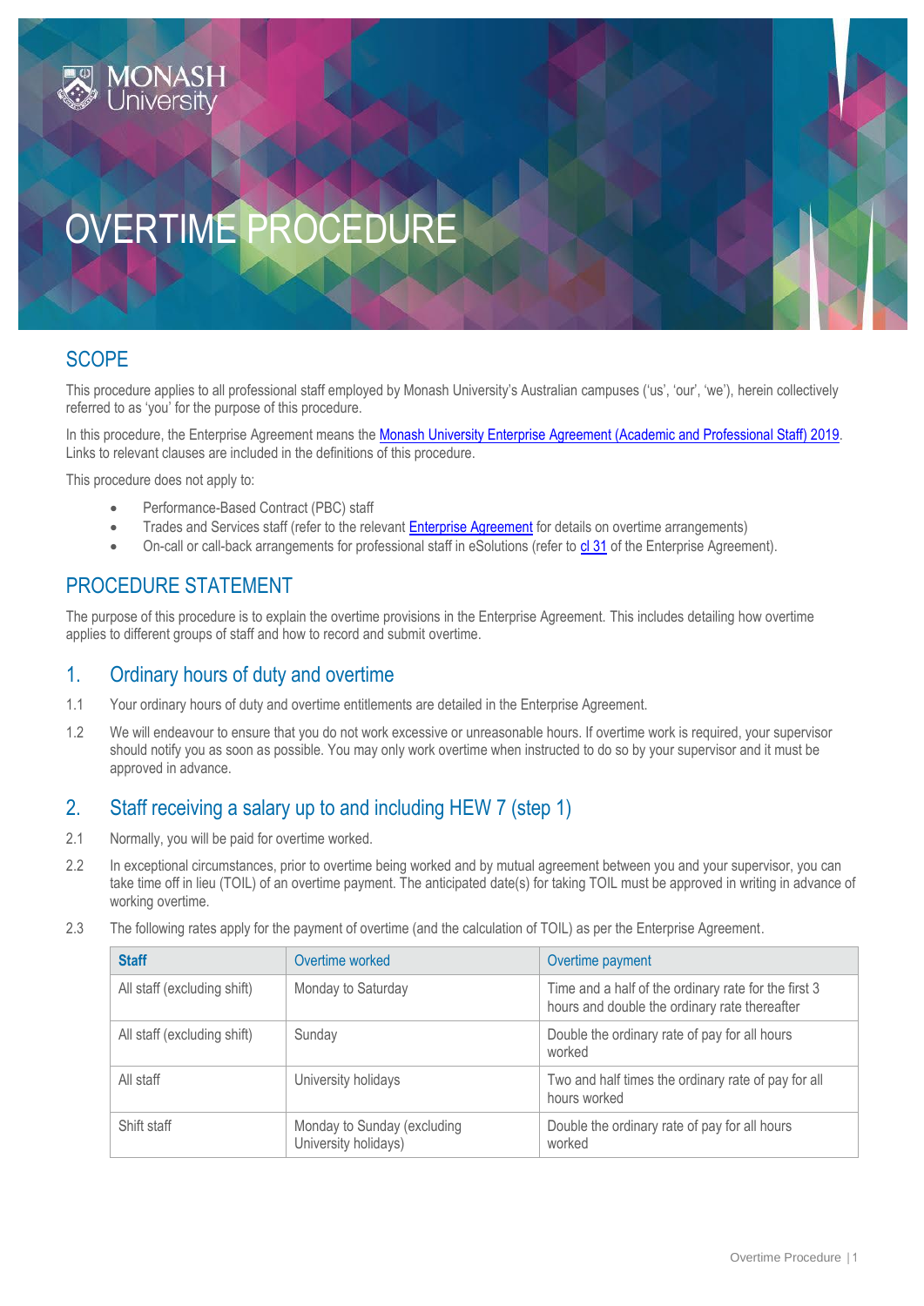Monash University

# OVERTIME PROCEDURE

## SCOPE

This procedure applies to all professional staff employed by Monash University's Australian campuses ('us', 'our', 'we'), herein collectively referred to as 'you' for the purpose of this procedure.

In this procedure, the Enterprise Agreement means the Monash University Enterprise Agreement (Academic and Professional Staff) 2019. Links to relevant clauses are included in the definitions of this procedure.

This procedure does not apply to:

- Performance-Based Contract (PBC) staff
- Trades and Services staff (refer to the relevant Enterprise Agreement for details on overtime arrangements)
- On-call or call-back arrangements for professional staff in eSolutions (refer to cl 31 of the Enterprise Agreement).

## PROCEDURE STATEMENT

The purpose of this procedure is to explain the overtime provisions in the Enterprise Agreement. This includes detailing how overtime applies to different groups of staff and how to record and submit overtime.

### 1. Ordinary hours of duty and overtime

1.1 Your ordinary hours of duty and overtime entitlements are detailed in the Enterprise Agreement.

1.2 We will endeavour to ensure that you do not work excessive or unreasonable hours. If overtime work is required, your supervisor should notify you as soon as possible. You may only work overtime when instructed to do so by your supervisor and it must be approved in advance.

### 2. Staff receiving a salary up to and including HEW 7 (step 1)

2.1 Normally, you will be paid for overtime worked.

2.2 In exceptional circumstances, prior to overtime being worked and by mutual agreement between you and your supervisor, you can take time off in lieu (TOIL) of an overtime payment. The anticipated date(s) for taking TOIL must be approved in writing in advance of working overtime.

2.3 The following rates apply for the payment of overtime (and the calculation of TOIL) as per the Enterprise Agreement.

| **Staff** | Overtime worked | Overtime payment |
|---|---|---|
| All staff (excluding shift) | Monday to Saturday | Time and a half of the ordinary rate for the first 3 hours and double the ordinary rate thereafter |
| All staff (excluding shift) | Sunday | Double the ordinary rate of pay for all hours worked |
| All staff | University holidays | Two and half times the ordinary rate of pay for all hours worked |
| Shift staff | Monday to Sunday (excluding University holidays) | Double the ordinary rate of pay for all hours worked |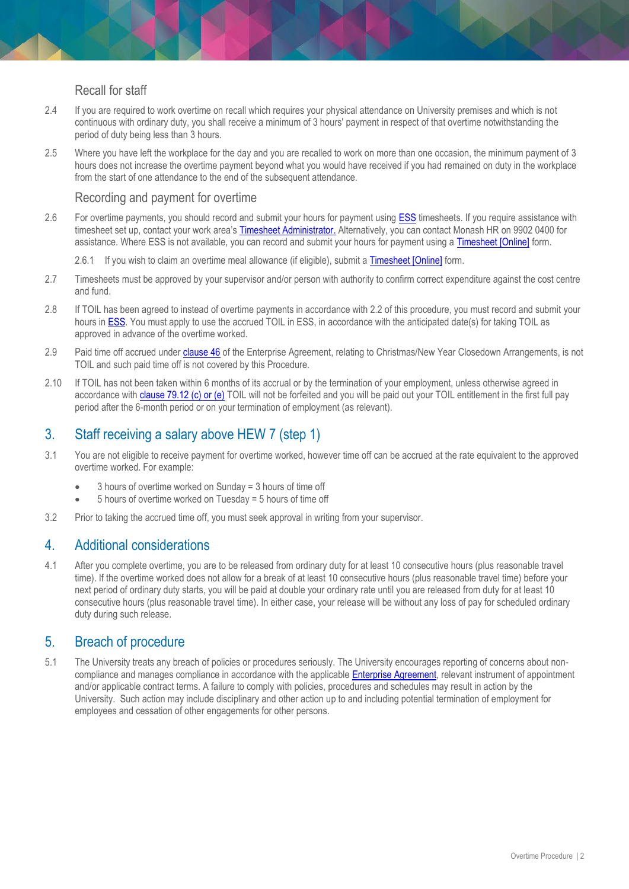### Recall for staff

2.4 If you are required to work overtime on recall which requires your physical attendance on University premises and which is not continuous with ordinary duty, you shall receive a minimum of 3 hours' payment in respect of that overtime notwithstanding the period of duty being less than 3 hours.

2.5 Where you have left the workplace for the day and you are recalled to work on more than one occasion, the minimum payment of 3 hours does not increase the overtime payment beyond what you would have received if you had remained on duty in the workplace from the start of one attendance to the end of the subsequent attendance.

### Recording and payment for overtime

2.6 For overtime payments, you should record and submit your hours for payment using ESS timesheets. If you require assistance with timesheet set up, contact your work area's Timesheet Administrator. Alternatively, you can contact Monash HR on 9902 0400 for assistance. Where ESS is not available, you can record and submit your hours for payment using a Timesheet [Online] form.

2.6.1 If you wish to claim an overtime meal allowance (if eligible), submit a Timesheet [Online] form.

2.7 Timesheets must be approved by your supervisor and/or person with authority to confirm correct expenditure against the cost centre and fund.

2.8 If TOIL has been agreed to instead of overtime payments in accordance with 2.2 of this procedure, you must record and submit your hours in ESS. You must apply to use the accrued TOIL in ESS, in accordance with the anticipated date(s) for taking TOIL as approved in advance of the overtime worked.

2.9 Paid time off accrued under clause 46 of the Enterprise Agreement, relating to Christmas/New Year Closedown Arrangements, is not TOIL and such paid time off is not covered by this Procedure.

2.10 If TOIL has not been taken within 6 months of its accrual or by the termination of your employment, unless otherwise agreed in accordance with clause 79.12 (c) or (e) TOIL will not be forfeited and you will be paid out your TOIL entitlement in the first full pay period after the 6-month period or on your termination of employment (as relevant).

## 3. Staff receiving a salary above HEW 7 (step 1)

3.1 You are not eligible to receive payment for overtime worked, however time off can be accrued at the rate equivalent to the approved overtime worked. For example:

- 3 hours of overtime worked on Sunday = 3 hours of time off
- 5 hours of overtime worked on Tuesday = 5 hours of time off

3.2 Prior to taking the accrued time off, you must seek approval in writing from your supervisor.

## 4. Additional considerations

4.1 After you complete overtime, you are to be released from ordinary duty for at least 10 consecutive hours (plus reasonable travel time). If the overtime worked does not allow for a break of at least 10 consecutive hours (plus reasonable travel time) before your next period of ordinary duty starts, you will be paid at double your ordinary rate until you are released from duty for at least 10 consecutive hours (plus reasonable travel time). In either case, your release will be without any loss of pay for scheduled ordinary duty during such release.

## 5. Breach of procedure

5.1 The University treats any breach of policies or procedures seriously. The University encourages reporting of concerns about non-compliance and manages compliance in accordance with the applicable Enterprise Agreement, relevant instrument of appointment and/or applicable contract terms. A failure to comply with policies, procedures and schedules may result in action by the University. Such action may include disciplinary and other action up to and including potential termination of employment for employees and cessation of other engagements for other persons.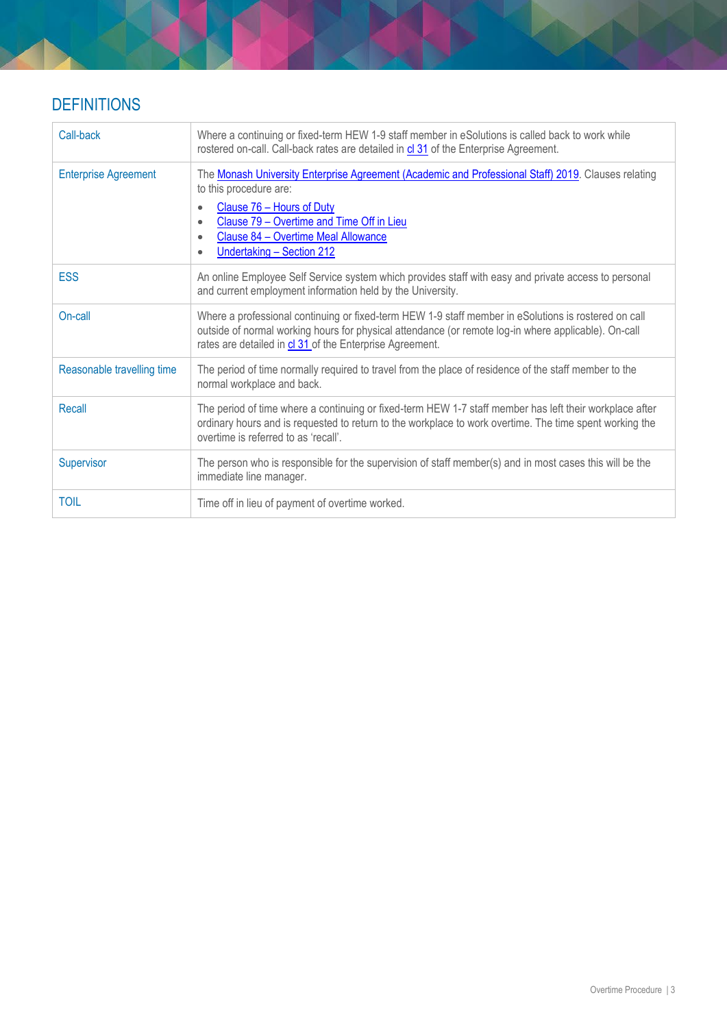## DEFINITIONS

| Term | Definition |
|---|---|
| Call-back | Where a continuing or fixed-term HEW 1-9 staff member in eSolutions is called back to work while rostered on-call. Call-back rates are detailed in cl 31 of the Enterprise Agreement. |
| Enterprise Agreement | The Monash University Enterprise Agreement (Academic and Professional Staff) 2019. Clauses relating to this procedure are: <br>• Clause 76 – Hours of Duty <br>• Clause 79 – Overtime and Time Off in Lieu <br>• Clause 84 – Overtime Meal Allowance <br>• Undertaking – Section 212 |
| ESS | An online Employee Self Service system which provides staff with easy and private access to personal and current employment information held by the University. |
| On-call | Where a professional continuing or fixed-term HEW 1-9 staff member in eSolutions is rostered on call outside of normal working hours for physical attendance (or remote log-in where applicable). On-call rates are detailed in cl 31 of the Enterprise Agreement. |
| Reasonable travelling time | The period of time normally required to travel from the place of residence of the staff member to the normal workplace and back. |
| Recall | The period of time where a continuing or fixed-term HEW 1-7 staff member has left their workplace after ordinary hours and is requested to return to the workplace to work overtime. The time spent working the overtime is referred to as 'recall'. |
| Supervisor | The person who is responsible for the supervision of staff member(s) and in most cases this will be the immediate line manager. |
| TOIL | Time off in lieu of payment of overtime worked. |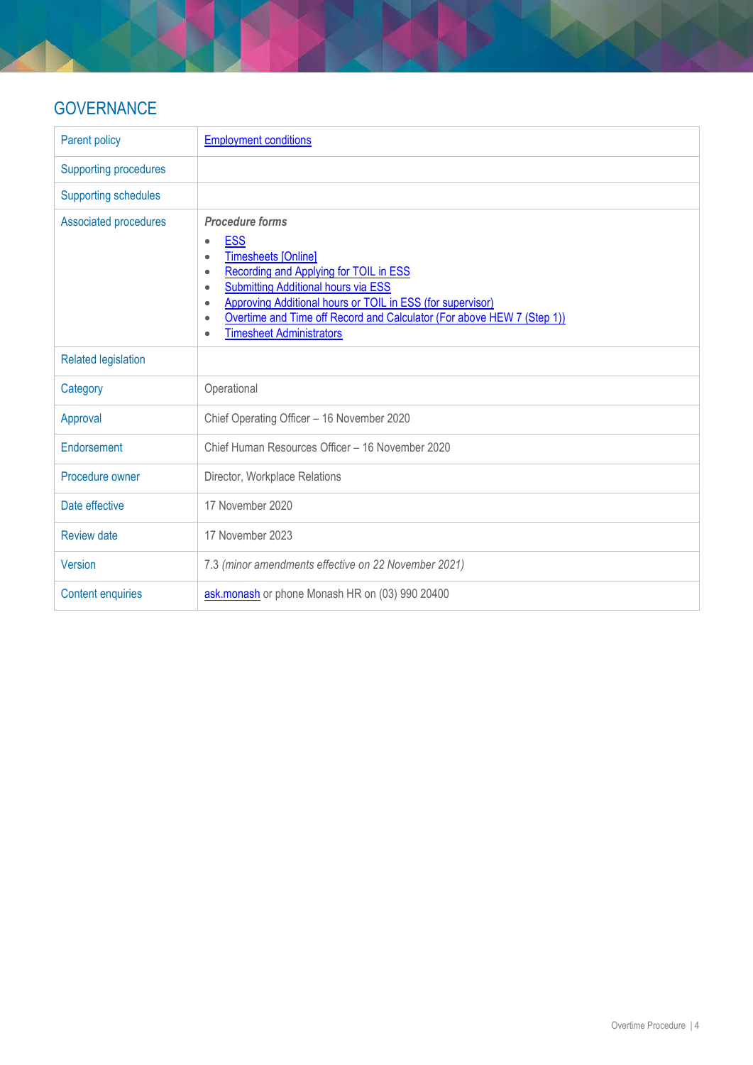## GOVERNANCE

| | |
|---|---|
| Parent policy | Employment conditions |
| Supporting procedures | |
| Supporting schedules | |
| Associated procedures | ***Procedure forms***<br>• ESS<br>• Timesheets [Online]<br>• Recording and Applying for TOIL in ESS<br>• Submitting Additional hours via ESS<br>• Approving Additional hours or TOIL in ESS (for supervisor)<br>• Overtime and Time off Record and Calculator (For above HEW 7 (Step 1))<br>• Timesheet Administrators |
| Related legislation | |
| Category | Operational |
| Approval | Chief Operating Officer – 16 November 2020 |
| Endorsement | Chief Human Resources Officer – 16 November 2020 |
| Procedure owner | Director, Workplace Relations |
| Date effective | 17 November 2020 |
| Review date | 17 November 2023 |
| Version | 7.3 *(minor amendments effective on 22 November 2021)* |
| Content enquiries | ask.monash or phone Monash HR on (03) 990 20400 |